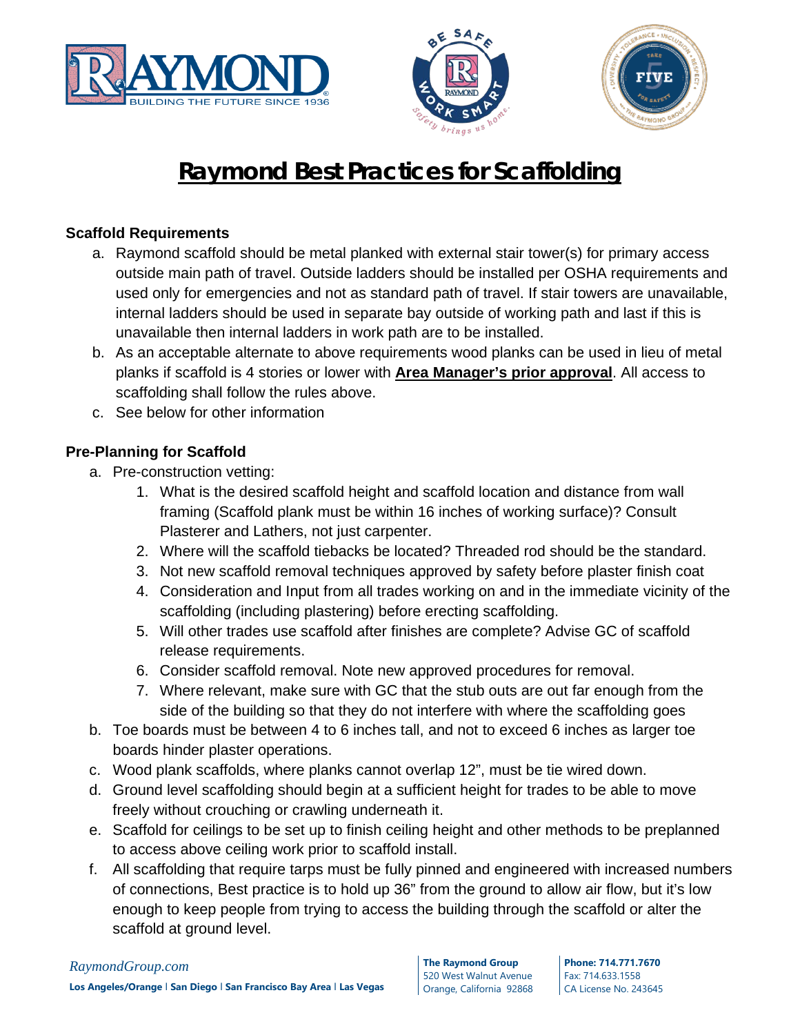# Raymond Best Practices for Scaffolding

### Scaffold Requirements

a. Raymond scaffold should be metal planked with external stair tower(s) for primary access outside main path of travel. Outside ladders should be installed per OSHA requirements and used only for emergencies and not as standard path of travel. If stair towers are unavailable, internal ladders should be used in separate bay outside of working path and last if this is unavailable then internal ladders in work path are to be installed.
b. As an acceptable alternate to above requirements wood planks can be used in lieu of metal planks if scaffold is 4 stories or lower with **Area Manager's prior approval**. All access to scaffolding shall follow the rules above.
c. See below for other information

### Pre-Planning for Scaffold

a. Pre-construction vetting:
   1. What is the desired scaffold height and scaffold location and distance from wall framing (Scaffold plank must be within 16 inches of working surface)? Consult Plasterer and Lathers, not just carpenter.
   2. Where will the scaffold tiebacks be located? Threaded rod should be the standard.
   3. Not new scaffold removal techniques approved by safety before plaster finish coat
   4. Consideration and Input from all trades working on and in the immediate vicinity of the scaffolding (including plastering) before erecting scaffolding.
   5. Will other trades use scaffold after finishes are complete? Advise GC of scaffold release requirements.
   6. Consider scaffold removal. Note new approved procedures for removal.
   7. Where relevant, make sure with GC that the stub outs are out far enough from the side of the building so that they do not interfere with where the scaffolding goes
b. Toe boards must be between 4 to 6 inches tall, and not to exceed 6 inches as larger toe boards hinder plaster operations.
c. Wood plank scaffolds, where planks cannot overlap 12", must be tie wired down.
d. Ground level scaffolding should begin at a sufficient height for trades to be able to move freely without crouching or crawling underneath it.
e. Scaffold for ceilings to be set up to finish ceiling height and other methods to be preplanned to access above ceiling work prior to scaffold install.
f. All scaffolding that require tarps must be fully pinned and engineered with increased numbers of connections, Best practice is to hold up 36" from the ground to allow air flow, but it's low enough to keep people from trying to access the building through the scaffold or alter the scaffold at ground level.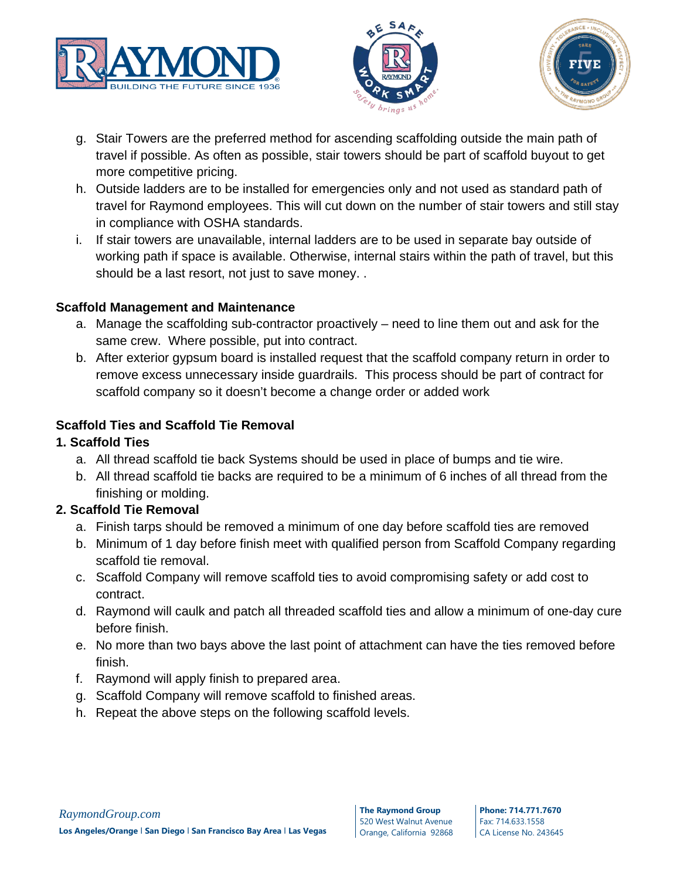g. Stair Towers are the preferred method for ascending scaffolding outside the main path of travel if possible. As often as possible, stair towers should be part of scaffold buyout to get more competitive pricing.
h. Outside ladders are to be installed for emergencies only and not used as standard path of travel for Raymond employees. This will cut down on the number of stair towers and still stay in compliance with OSHA standards.
i. If stair towers are unavailable, internal ladders are to be used in separate bay outside of working path if space is available. Otherwise, internal stairs within the path of travel, but this should be a last resort, not just to save money. .

**Scaffold Management and Maintenance**

a. Manage the scaffolding sub-contractor proactively – need to line them out and ask for the same crew. Where possible, put into contract.
b. After exterior gypsum board is installed request that the scaffold company return in order to remove excess unnecessary inside guardrails. This process should be part of contract for scaffold company so it doesn't become a change order or added work

**Scaffold Ties and Scaffold Tie Removal**

**1. Scaffold Ties**

a. All thread scaffold tie back Systems should be used in place of bumps and tie wire.
b. All thread scaffold tie backs are required to be a minimum of 6 inches of all thread from the finishing or molding.

**2. Scaffold Tie Removal**

a. Finish tarps should be removed a minimum of one day before scaffold ties are removed
b. Minimum of 1 day before finish meet with qualified person from Scaffold Company regarding scaffold tie removal.
c. Scaffold Company will remove scaffold ties to avoid compromising safety or add cost to contract.
d. Raymond will caulk and patch all threaded scaffold ties and allow a minimum of one-day cure before finish.
e. No more than two bays above the last point of attachment can have the ties removed before finish.
f. Raymond will apply finish to prepared area.
g. Scaffold Company will remove scaffold to finished areas.
h. Repeat the above steps on the following scaffold levels.